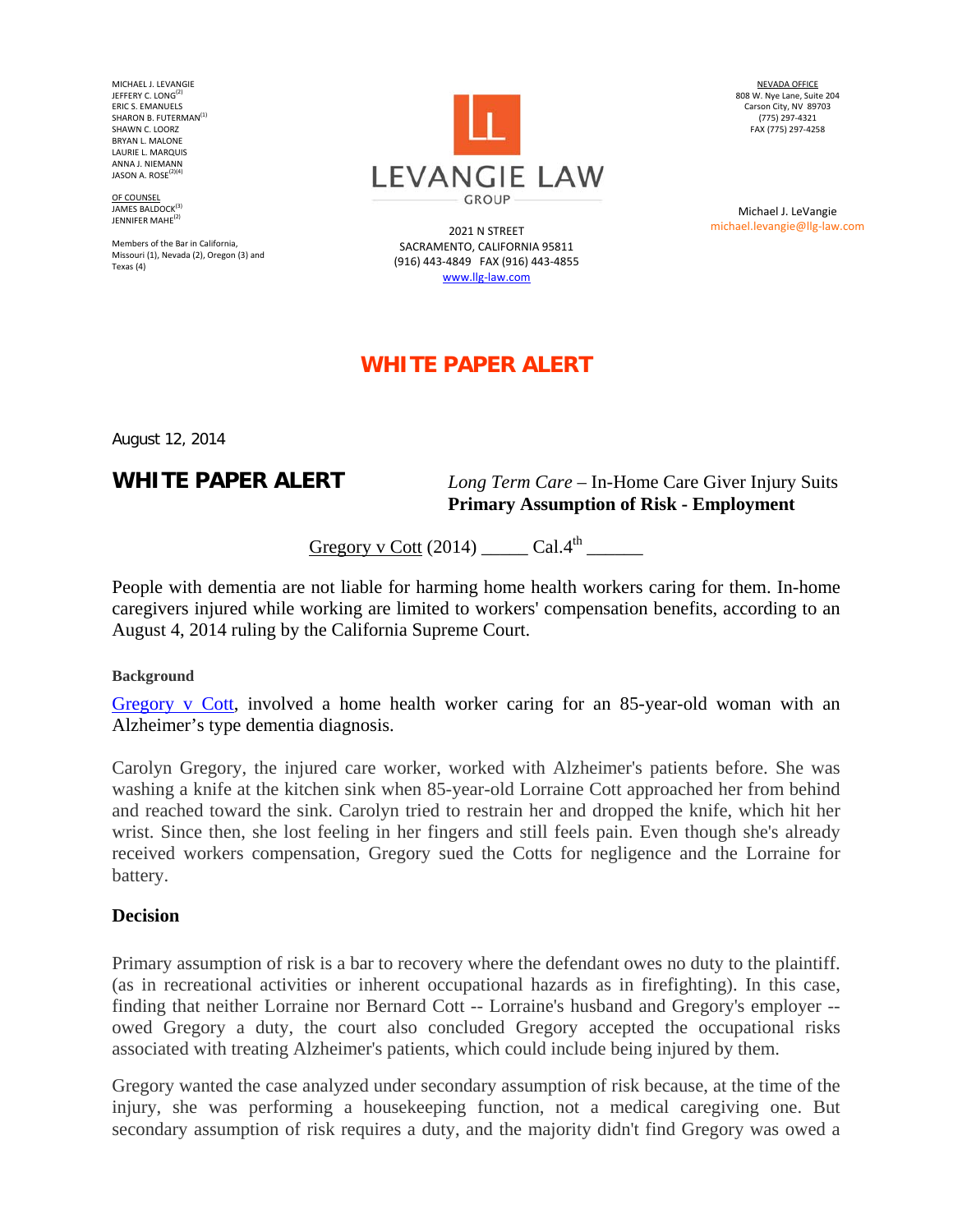MICHAEL J. LEVANGIE
JEFFERY C. LONG[2]
ERIC S. EMANUELS
SHARON B. FUTERMAN[1]
SHAWN C. LOORZ
BRYAN L. MALONE
LAURIE L. MARQUIS
ANNA J. NIEMANN
JASON A. ROSE[2][4]

OF COUNSEL
JAMES BALDOCK[3]
JENNIFER MAHE[2]

Members of the Bar in California, Missouri (1), Nevada (2), Oregon (3) and Texas (4)

LEVANGIE LAW GROUP

2021 N STREET
SACRAMENTO, CALIFORNIA 95811
(916) 443-4849 FAX (916) 443-4855
www.llg-law.com

NEVADA OFFICE
808 W. Nye Lane, Suite 204
Carson City, NV 89703
(775) 297-4321
FAX (775) 297-4258

Michael J. LeVangie
michael.levangie@llg-law.com

# WHITE PAPER ALERT

August 12, 2014

## WHITE PAPER ALERT

*Long Term Care* – In-Home Care Giver Injury Suits
**Primary Assumption of Risk - Employment**

Gregory v Cott (2014) _____ Cal.4th ______

People with dementia are not liable for harming home health workers caring for them. In-home caregivers injured while working are limited to workers' compensation benefits, according to an August 4, 2014 ruling by the California Supreme Court.

**Background**

Gregory v Cott, involved a home health worker caring for an 85-year-old woman with an Alzheimer's type dementia diagnosis.

Carolyn Gregory, the injured care worker, worked with Alzheimer's patients before. She was washing a knife at the kitchen sink when 85-year-old Lorraine Cott approached her from behind and reached toward the sink. Carolyn tried to restrain her and dropped the knife, which hit her wrist. Since then, she lost feeling in her fingers and still feels pain. Even though she's already received workers compensation, Gregory sued the Cotts for negligence and the Lorraine for battery.

### Decision

Primary assumption of risk is a bar to recovery where the defendant owes no duty to the plaintiff. (as in recreational activities or inherent occupational hazards as in firefighting). In this case, finding that neither Lorraine nor Bernard Cott -- Lorraine's husband and Gregory's employer -- owed Gregory a duty, the court also concluded Gregory accepted the occupational risks associated with treating Alzheimer's patients, which could include being injured by them.

Gregory wanted the case analyzed under secondary assumption of risk because, at the time of the injury, she was performing a housekeeping function, not a medical caregiving one. But secondary assumption of risk requires a duty, and the majority didn't find Gregory was owed a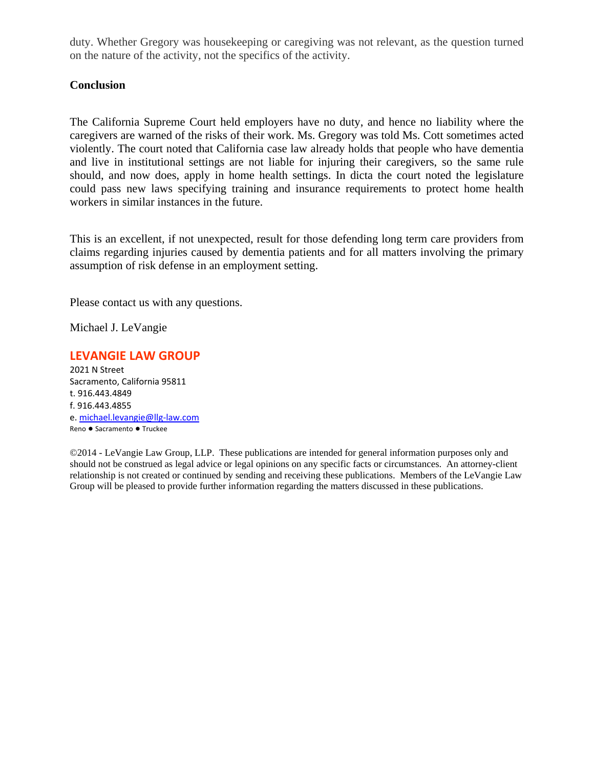duty. Whether Gregory was housekeeping or caregiving was not relevant, as the question turned on the nature of the activity, not the specifics of the activity.

**Conclusion**

The California Supreme Court held employers have no duty, and hence no liability where the caregivers are warned of the risks of their work. Ms. Gregory was told Ms. Cott sometimes acted violently. The court noted that California case law already holds that people who have dementia and live in institutional settings are not liable for injuring their caregivers, so the same rule should, and now does, apply in home health settings. In dicta the court noted the legislature could pass new laws specifying training and insurance requirements to protect home health workers in similar instances in the future.

This is an excellent, if not unexpected, result for those defending long term care providers from claims regarding injuries caused by dementia patients and for all matters involving the primary assumption of risk defense in an employment setting.

Please contact us with any questions.

Michael J. LeVangie

**LEVANGIE LAW GROUP**

2021 N Street
Sacramento, California 95811
t. 916.443.4849
f. 916.443.4855
e. michael.levangie@llg-law.com
Reno ● Sacramento ● Truckee

©2014 - LeVangie Law Group, LLP. These publications are intended for general information purposes only and should not be construed as legal advice or legal opinions on any specific facts or circumstances. An attorney-client relationship is not created or continued by sending and receiving these publications. Members of the LeVangie Law Group will be pleased to provide further information regarding the matters discussed in these publications.